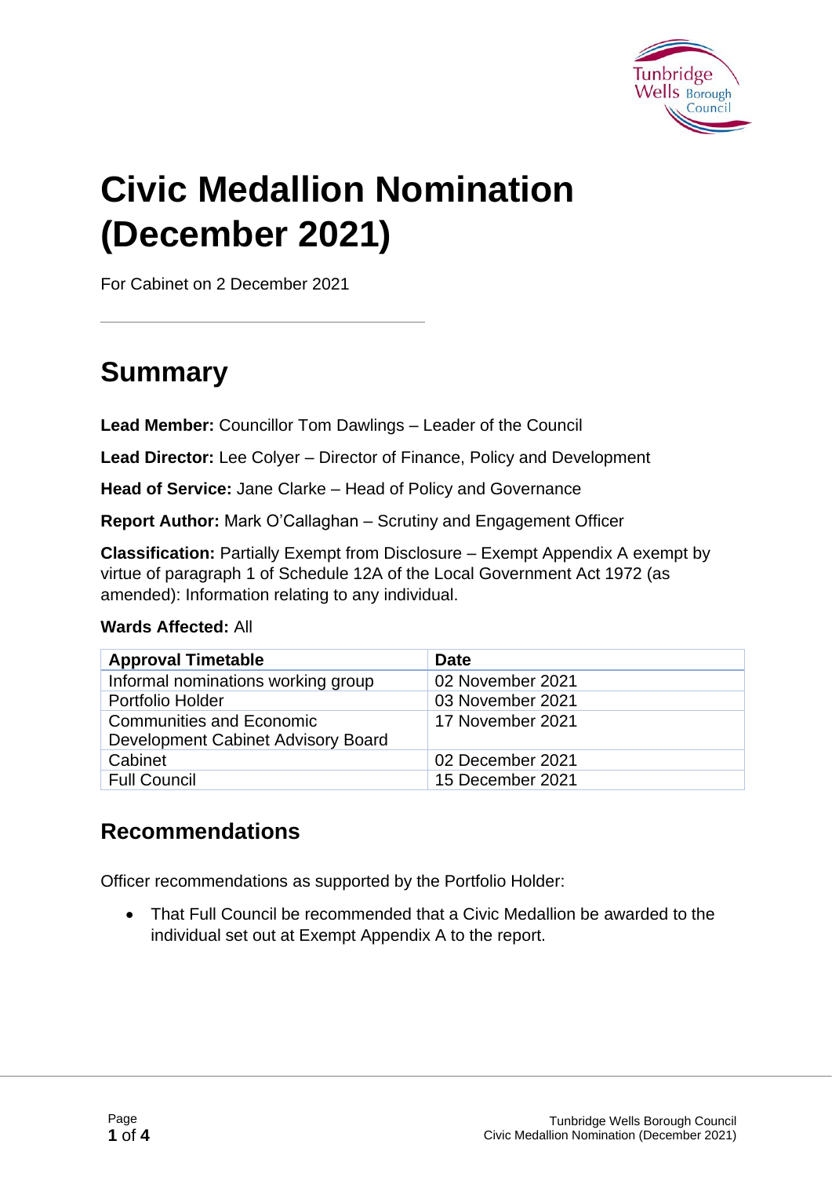# Civic Medallion Nomination (December 2021)

For Cabinet on 2 December 2021

## Summary

**Lead Member:** Councillor Tom Dawlings – Leader of the Council

**Lead Director:** Lee Colyer – Director of Finance, Policy and Development

**Head of Service:** Jane Clarke – Head of Policy and Governance

**Report Author:** Mark O'Callaghan – Scrutiny and Engagement Officer

**Classification:** Partially Exempt from Disclosure – Exempt Appendix A exempt by virtue of paragraph 1 of Schedule 12A of the Local Government Act 1972 (as amended): Information relating to any individual.

**Wards Affected:** All

| Approval Timetable | Date |
| --- | --- |
| Informal nominations working group | 02 November 2021 |
| Portfolio Holder | 03 November 2021 |
| Communities and Economic Development Cabinet Advisory Board | 17 November 2021 |
| Cabinet | 02 December 2021 |
| Full Council | 15 December 2021 |

### Recommendations

Officer recommendations as supported by the Portfolio Holder:

- That Full Council be recommended that a Civic Medallion be awarded to the individual set out at Exempt Appendix A to the report.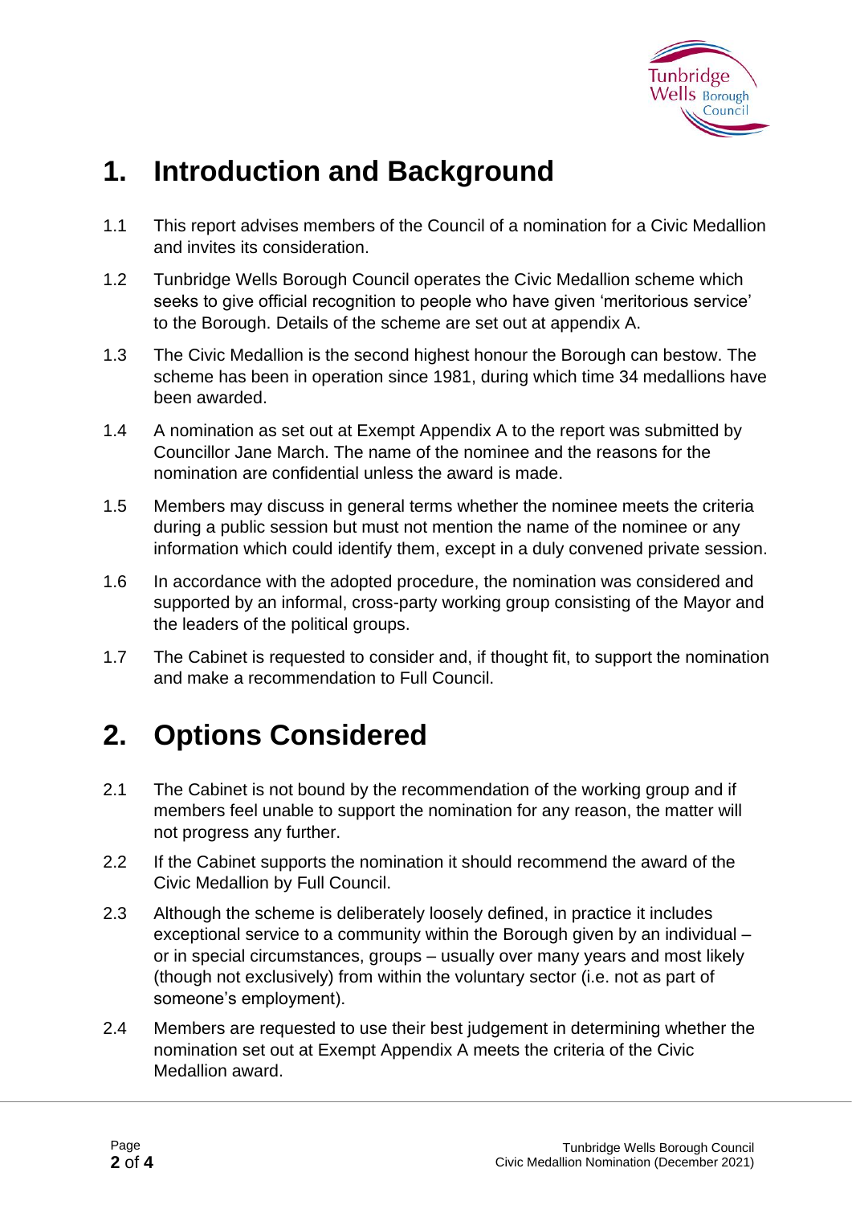# 1. Introduction and Background

1.1 This report advises members of the Council of a nomination for a Civic Medallion and invites its consideration.

1.2 Tunbridge Wells Borough Council operates the Civic Medallion scheme which seeks to give official recognition to people who have given 'meritorious service' to the Borough. Details of the scheme are set out at appendix A.

1.3 The Civic Medallion is the second highest honour the Borough can bestow. The scheme has been in operation since 1981, during which time 34 medallions have been awarded.

1.4 A nomination as set out at Exempt Appendix A to the report was submitted by Councillor Jane March. The name of the nominee and the reasons for the nomination are confidential unless the award is made.

1.5 Members may discuss in general terms whether the nominee meets the criteria during a public session but must not mention the name of the nominee or any information which could identify them, except in a duly convened private session.

1.6 In accordance with the adopted procedure, the nomination was considered and supported by an informal, cross-party working group consisting of the Mayor and the leaders of the political groups.

1.7 The Cabinet is requested to consider and, if thought fit, to support the nomination and make a recommendation to Full Council.

# 2. Options Considered

2.1 The Cabinet is not bound by the recommendation of the working group and if members feel unable to support the nomination for any reason, the matter will not progress any further.

2.2 If the Cabinet supports the nomination it should recommend the award of the Civic Medallion by Full Council.

2.3 Although the scheme is deliberately loosely defined, in practice it includes exceptional service to a community within the Borough given by an individual – or in special circumstances, groups – usually over many years and most likely (though not exclusively) from within the voluntary sector (i.e. not as part of someone's employment).

2.4 Members are requested to use their best judgement in determining whether the nomination set out at Exempt Appendix A meets the criteria of the Civic Medallion award.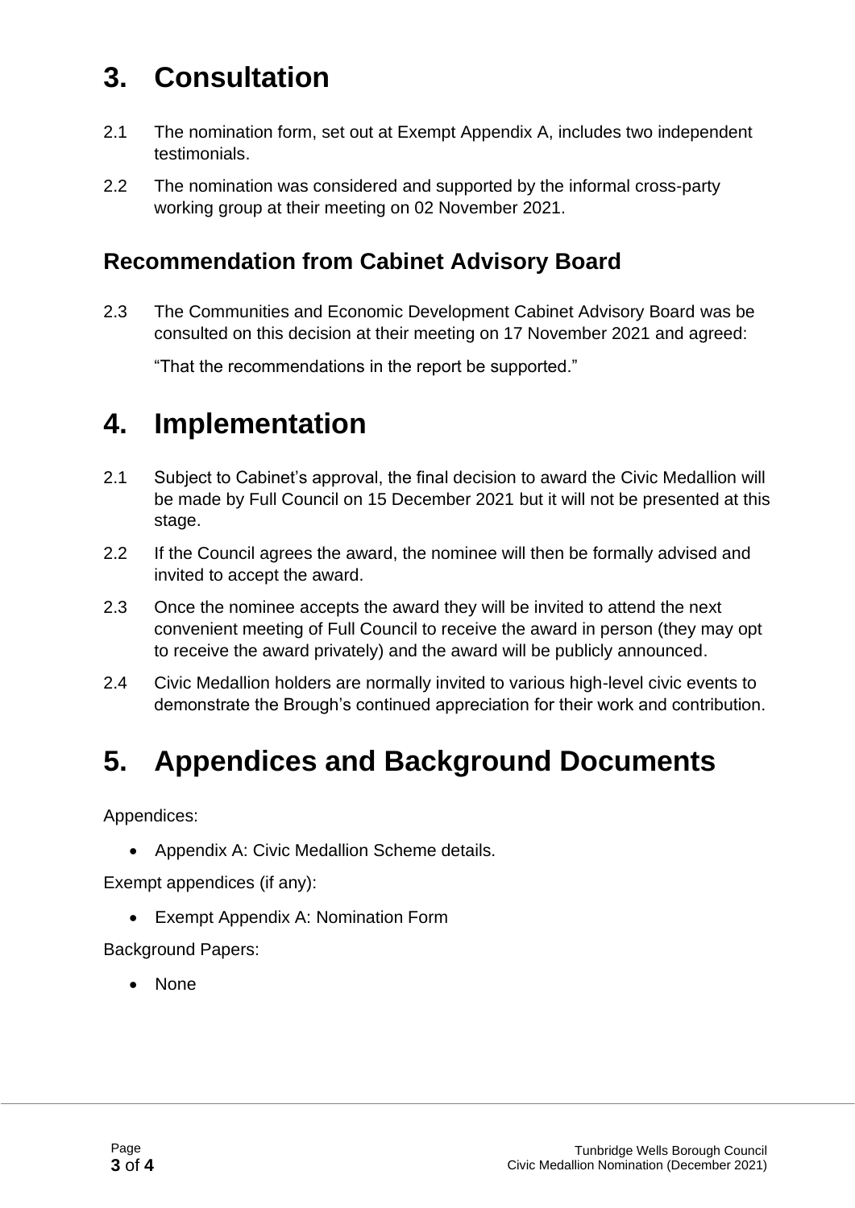# 3. Consultation

2.1 The nomination form, set out at Exempt Appendix A, includes two independent testimonials.

2.2 The nomination was considered and supported by the informal cross-party working group at their meeting on 02 November 2021.

## Recommendation from Cabinet Advisory Board

2.3 The Communities and Economic Development Cabinet Advisory Board was be consulted on this decision at their meeting on 17 November 2021 and agreed:

"That the recommendations in the report be supported."

# 4. Implementation

2.1 Subject to Cabinet's approval, the final decision to award the Civic Medallion will be made by Full Council on 15 December 2021 but it will not be presented at this stage.

2.2 If the Council agrees the award, the nominee will then be formally advised and invited to accept the award.

2.3 Once the nominee accepts the award they will be invited to attend the next convenient meeting of Full Council to receive the award in person (they may opt to receive the award privately) and the award will be publicly announced.

2.4 Civic Medallion holders are normally invited to various high-level civic events to demonstrate the Brough's continued appreciation for their work and contribution.

# 5. Appendices and Background Documents

Appendices:

- Appendix A: Civic Medallion Scheme details.

Exempt appendices (if any):

- Exempt Appendix A: Nomination Form

Background Papers:

- None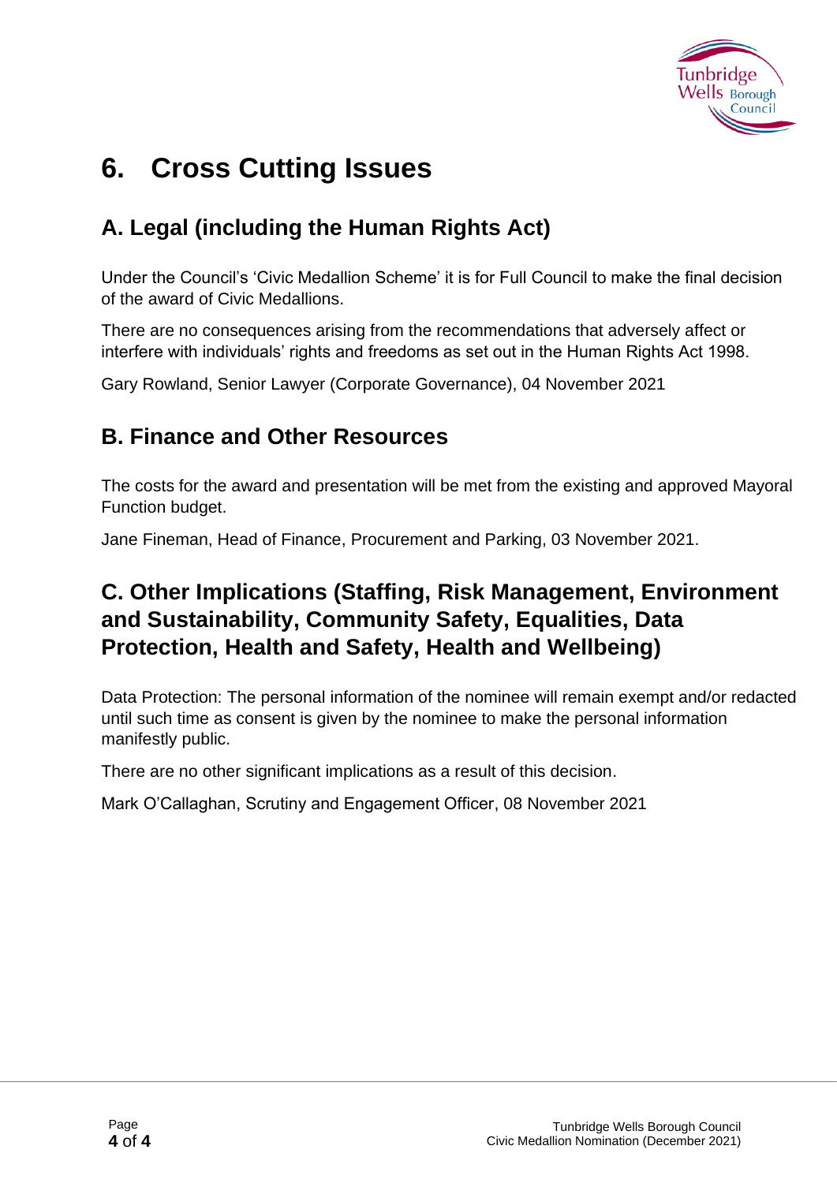# 6. Cross Cutting Issues

## A. Legal (including the Human Rights Act)

Under the Council's 'Civic Medallion Scheme' it is for Full Council to make the final decision of the award of Civic Medallions.

There are no consequences arising from the recommendations that adversely affect or interfere with individuals' rights and freedoms as set out in the Human Rights Act 1998.

Gary Rowland, Senior Lawyer (Corporate Governance), 04 November 2021

## B. Finance and Other Resources

The costs for the award and presentation will be met from the existing and approved Mayoral Function budget.

Jane Fineman, Head of Finance, Procurement and Parking, 03 November 2021.

## C. Other Implications (Staffing, Risk Management, Environment and Sustainability, Community Safety, Equalities, Data Protection, Health and Safety, Health and Wellbeing)

Data Protection: The personal information of the nominee will remain exempt and/or redacted until such time as consent is given by the nominee to make the personal information manifestly public.

There are no other significant implications as a result of this decision.

Mark O'Callaghan, Scrutiny and Engagement Officer, 08 November 2021